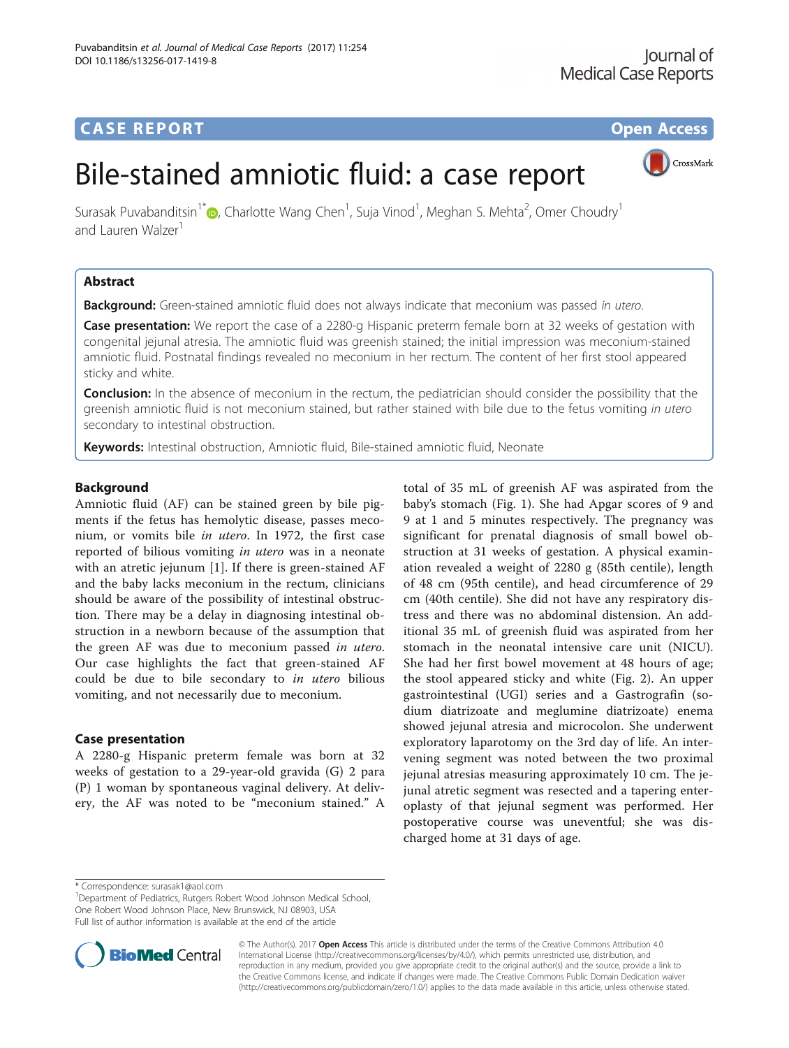**CASE REPORT** **Open Access**

# Bile-stained amniotic fluid: a case report

Surasak Puvabanditsin[1*], Charlotte Wang Chen[1], Suja Vinod[1], Meghan S. Mehta[2], Omer Choudry[1] and Lauren Walzer[1]

## Abstract

**Background:** Green-stained amniotic fluid does not always indicate that meconium was passed *in utero*.

**Case presentation:** We report the case of a 2280-g Hispanic preterm female born at 32 weeks of gestation with congenital jejunal atresia. The amniotic fluid was greenish stained; the initial impression was meconium-stained amniotic fluid. Postnatal findings revealed no meconium in her rectum. The content of her first stool appeared sticky and white.

**Conclusion:** In the absence of meconium in the rectum, the pediatrician should consider the possibility that the greenish amniotic fluid is not meconium stained, but rather stained with bile due to the fetus vomiting *in utero* secondary to intestinal obstruction.

**Keywords:** Intestinal obstruction, Amniotic fluid, Bile-stained amniotic fluid, Neonate

## Background

Amniotic fluid (AF) can be stained green by bile pigments if the fetus has hemolytic disease, passes meconium, or vomits bile *in utero*. In 1972, the first case reported of bilious vomiting *in utero* was in a neonate with an atretic jejunum [1]. If there is green-stained AF and the baby lacks meconium in the rectum, clinicians should be aware of the possibility of intestinal obstruction. There may be a delay in diagnosing intestinal obstruction in a newborn because of the assumption that the green AF was due to meconium passed *in utero*. Our case highlights the fact that green-stained AF could be due to bile secondary to *in utero* bilious vomiting, and not necessarily due to meconium.

## Case presentation

A 2280-g Hispanic preterm female was born at 32 weeks of gestation to a 29-year-old gravida (G) 2 para (P) 1 woman by spontaneous vaginal delivery. At delivery, the AF was noted to be "meconium stained." A total of 35 mL of greenish AF was aspirated from the baby's stomach (Fig. 1). She had Apgar scores of 9 and 9 at 1 and 5 minutes respectively. The pregnancy was significant for prenatal diagnosis of small bowel obstruction at 31 weeks of gestation. A physical examination revealed a weight of 2280 g (85th centile), length of 48 cm (95th centile), and head circumference of 29 cm (40th centile). She did not have any respiratory distress and there was no abdominal distension. An additional 35 mL of greenish fluid was aspirated from her stomach in the neonatal intensive care unit (NICU). She had her first bowel movement at 48 hours of age; the stool appeared sticky and white (Fig. 2). An upper gastrointestinal (UGI) series and a Gastrografin (sodium diatrizoate and meglumine diatrizoate) enema showed jejunal atresia and microcolon. She underwent exploratory laparotomy on the 3rd day of life. An intervening segment was noted between the two proximal jejunal atresias measuring approximately 10 cm. The jejunal atretic segment was resected and a tapering enteroplasty of that jejunal segment was performed. Her postoperative course was uneventful; she was discharged home at 31 days of age.

\* Correspondence: surasak1@aol.com
[1]Department of Pediatrics, Rutgers Robert Wood Johnson Medical School, One Robert Wood Johnson Place, New Brunswick, NJ 08903, USA
Full list of author information is available at the end of the article

© The Author(s). 2017 **Open Access** This article is distributed under the terms of the Creative Commons Attribution 4.0 International License (http://creativecommons.org/licenses/by/4.0/), which permits unrestricted use, distribution, and reproduction in any medium, provided you give appropriate credit to the original author(s) and the source, provide a link to the Creative Commons license, and indicate if changes were made. The Creative Commons Public Domain Dedication waiver (http://creativecommons.org/publicdomain/zero/1.0/) applies to the data made available in this article, unless otherwise stated.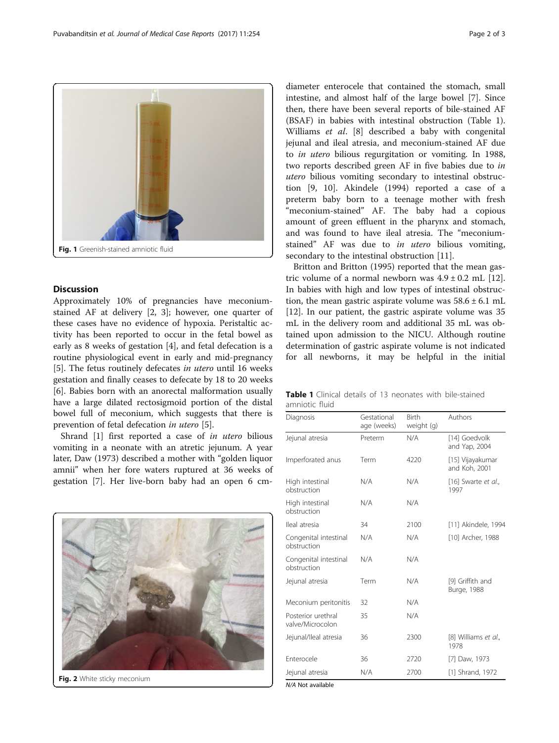Fig. 1 Greenish-stained amniotic fluid

## Discussion

Approximately 10% of pregnancies have meconium-stained AF at delivery [2, 3]; however, one quarter of these cases have no evidence of hypoxia. Peristaltic activity has been reported to occur in the fetal bowel as early as 8 weeks of gestation [4], and fetal defecation is a routine physiological event in early and mid-pregnancy [5]. The fetus routinely defecates *in utero* until 16 weeks gestation and finally ceases to defecate by 18 to 20 weeks [6]. Babies born with an anorectal malformation usually have a large dilated rectosigmoid portion of the distal bowel full of meconium, which suggests that there is prevention of fetal defecation *in utero* [5].

Shrand [1] first reported a case of *in utero* bilious vomiting in a neonate with an atretic jejunum. A year later, Daw (1973) described a mother with "golden liquor amnii" when her fore waters ruptured at 36 weeks of gestation [7]. Her live-born baby had an open 6 cm-diameter enterocele that contained the stomach, small intestine, and almost half of the large bowel [7]. Since then, there have been several reports of bile-stained AF (BSAF) in babies with intestinal obstruction (Table 1). Williams *et al*. [8] described a baby with congenital jejunal and ileal atresia, and meconium-stained AF due to *in utero* bilious regurgitation or vomiting. In 1988, two reports described green AF in five babies due to *in utero* bilious vomiting secondary to intestinal obstruction [9, 10]. Akindele (1994) reported a case of a preterm baby born to a teenage mother with fresh "meconium-stained" AF. The baby had a copious amount of green effluent in the pharynx and stomach, and was found to have ileal atresia. The "meconium-stained" AF was due to *in utero* bilious vomiting, secondary to the intestinal obstruction [11].

Fig. 2 White sticky meconium

Britton and Britton (1995) reported that the mean gastric volume of a normal newborn was $4.9 \pm 0.2$ mL [12]. In babies with high and low types of intestinal obstruction, the mean gastric aspirate volume was $58.6 \pm 6.1$ mL [12]. In our patient, the gastric aspirate volume was 35 mL in the delivery room and additional 35 mL was obtained upon admission to the NICU. Although routine determination of gastric aspirate volume is not indicated for all newborns, it may be helpful in the initial

**Table 1** Clinical details of 13 neonates with bile-stained amniotic fluid

| Diagnosis | Gestational age (weeks) | Birth weight (g) | Authors |
|---|---|---|---|
| Jejunal atresia | Preterm | N/A | [14] Goedvolk and Yap, 2004 |
| Imperforated anus | Term | 4220 | [15] Vijayakumar and Koh, 2001 |
| High intestinal obstruction | N/A | N/A | [16] Swarte *et al.*, 1997 |
| High intestinal obstruction | N/A | N/A | |
| Ileal atresia | 34 | 2100 | [11] Akindele, 1994 |
| Congenital intestinal obstruction | N/A | N/A | [10] Archer, 1988 |
| Congenital intestinal obstruction | N/A | N/A | |
| Jejunal atresia | Term | N/A | [9] Griffith and Burge, 1988 |
| Meconium peritonitis | 32 | N/A | |
| Posterior urethral valve/Microcolon | 35 | N/A | |
| Jejunal/Ileal atresia | 36 | 2300 | [8] Williams *et al.*, 1978 |
| Enterocele | 36 | 2720 | [7] Daw, 1973 |
| Jejunal atresia | N/A | 2700 | [1] Shrand, 1972 |

*N/A* Not available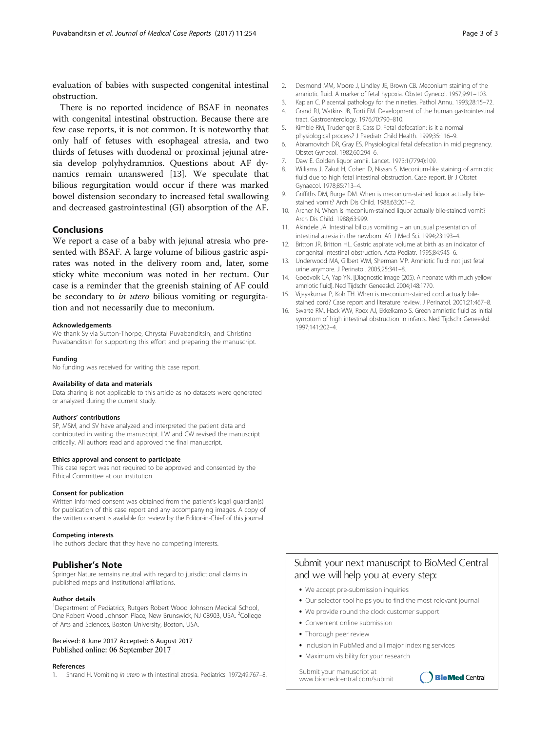evaluation of babies with suspected congenital intestinal obstruction.

There is no reported incidence of BSAF in neonates with congenital intestinal obstruction. Because there are few case reports, it is not common. It is noteworthy that only half of fetuses with esophageal atresia, and two thirds of fetuses with duodenal or proximal jejunal atresia develop polyhydramnios. Questions about AF dynamics remain unanswered [13]. We speculate that bilious regurgitation would occur if there was marked bowel distension secondary to increased fetal swallowing and decreased gastrointestinal (GI) absorption of the AF.

## Conclusions

We report a case of a baby with jejunal atresia who presented with BSAF. A large volume of bilious gastric aspirates was noted in the delivery room and, later, some sticky white meconium was noted in her rectum. Our case is a reminder that the greenish staining of AF could be secondary to *in utero* bilious vomiting or regurgitation and not necessarily due to meconium.

#### Acknowledgements

We thank Sylvia Sutton-Thorpe, Chrystal Puvabanditsin, and Christina Puvabanditsin for supporting this effort and preparing the manuscript.

#### Funding

No funding was received for writing this case report.

#### Availability of data and materials

Data sharing is not applicable to this article as no datasets were generated or analyzed during the current study.

#### Authors' contributions

SP, MSM, and SV have analyzed and interpreted the patient data and contributed in writing the manuscript. LW and CW revised the manuscript critically. All authors read and approved the final manuscript.

#### Ethics approval and consent to participate

This case report was not required to be approved and consented by the Ethical Committee at our institution.

#### Consent for publication

Written informed consent was obtained from the patient's legal guardian(s) for publication of this case report and any accompanying images. A copy of the written consent is available for review by the Editor-in-Chief of this journal.

#### Competing interests

The authors declare that they have no competing interests.

## Publisher's Note

Springer Nature remains neutral with regard to jurisdictional claims in published maps and institutional affiliations.

#### Author details

[1]Department of Pediatrics, Rutgers Robert Wood Johnson Medical School, One Robert Wood Johnson Place, New Brunswick, NJ 08903, USA. [2]College of Arts and Sciences, Boston University, Boston, USA.

Received: 8 June 2017 Accepted: 6 August 2017
Published online: 06 September 2017

#### References

1. Shrand H. Vomiting *in utero* with intestinal atresia. Pediatrics. 1972;49:767–8.
2. Desmond MM, Moore J, Lindley JE, Brown CB. Meconium staining of the amniotic fluid. A marker of fetal hypoxia. Obstet Gynecol. 1957;9:91–103.
3. Kaplan C. Placental pathology for the nineties. Pathol Annu. 1993;28:15–72.
4. Grand RJ, Watkins JB, Torti FM. Development of the human gastrointestinal tract. Gastroenterology. 1976;70:790–810.
5. Kimble RM, Trudenger B, Cass D. Fetal defecation: is it a normal physiological process? J Paediatr Child Health. 1999;35:116–9.
6. Abramovitch DR, Gray ES. Physiological fetal defecation in mid pregnancy. Obstet Gynecol. 1982;60:294–6.
7. Daw E. Golden liquor amnii. Lancet. 1973;1(7794):109.
8. Williams J, Zakut H, Cohen D, Nissan S. Meconium-like staining of amniotic fluid due to high fetal intestinal obstruction. Case report. Br J Obstet Gynaecol. 1978;85:713–4.
9. Griffiths DM, Burge DM. When is meconium-stained liquor actually bile-stained vomit? Arch Dis Child. 1988;63:201–2.
10. Archer N. When is meconium-stained liquor actually bile-stained vomit? Arch Dis Child. 1988;63:999.
11. Akindele JA. Intestinal bilious vomiting – an unusual presentation of intestinal atresia in the newborn. Afr J Med Sci. 1994;23:193–4.
12. Britton JR, Britton HL. Gastric aspirate volume at birth as an indicator of congenital intestinal obstruction. Acta Pediatr. 1995;84:945–6.
13. Underwood MA, Gilbert WM, Sherman MP. Amniotic fluid: not just fetal urine anymore. J Perinatol. 2005;25:341–8.
14. Goedvolk CA, Yap YN. [Diagnostic image (205). A neonate with much yellow amniotic fluid]. Ned Tijdschr Geneeskd. 2004;148:1770.
15. Vijayakumar P, Koh TH. When is meconium-stained cord actually bile-stained cord? Case report and literature review. J Perinatol. 2001;21:467–8.
16. Swarte RM, Hack WW, Roex AJ, Ekkelkamp S. Green amniotic fluid as initial symptom of high intestinal obstruction in infants. Ned Tijdschr Geneeskd. 1997;141:202–4.

Submit your next manuscript to BioMed Central and we will help you at every step:

- We accept pre-submission inquiries
- Our selector tool helps you to find the most relevant journal
- We provide round the clock customer support
- Convenient online submission
- Thorough peer review
- Inclusion in PubMed and all major indexing services
- Maximum visibility for your research

Submit your manuscript at
www.biomedcentral.com/submit

BioMed Central